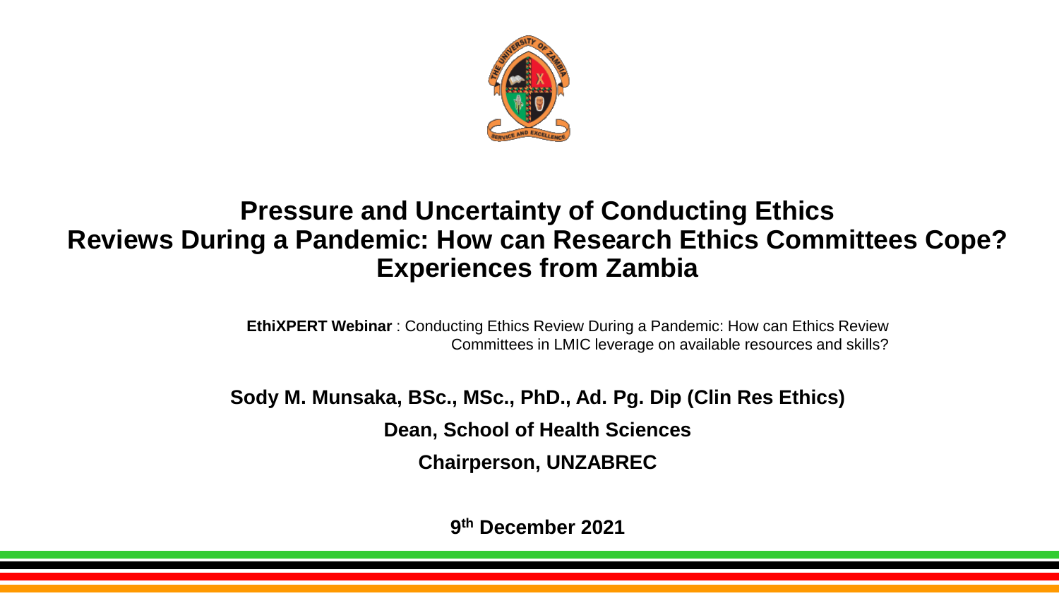# Pressure and Uncertainty of Conducting Ethics Reviews During a Pandemic: How can Research Ethics Committees Cope? Experiences from Zambia

**EthiXPERT Webinar** : Conducting Ethics Review During a Pandemic: How can Ethics Review Committees in LMIC leverage on available resources and skills?

**Sody M. Munsaka, BSc., MSc., PhD., Ad. Pg. Dip (Clin Res Ethics)**

**Dean, School of Health Sciences**

**Chairperson, UNZABREC**

**9th December 2021**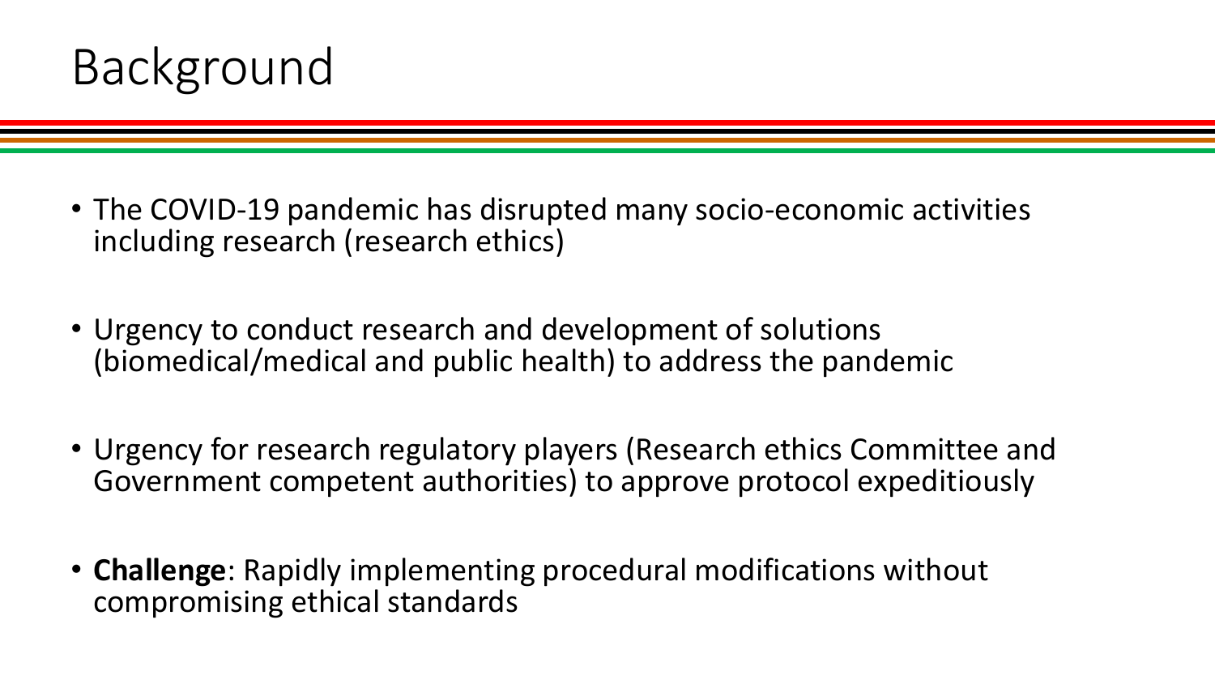# Background

- The COVID-19 pandemic has disrupted many socio-economic activities including research (research ethics)
- Urgency to conduct research and development of solutions (biomedical/medical and public health) to address the pandemic
- Urgency for research regulatory players (Research ethics Committee and Government competent authorities) to approve protocol expeditiously
- **Challenge**: Rapidly implementing procedural modifications without compromising ethical standards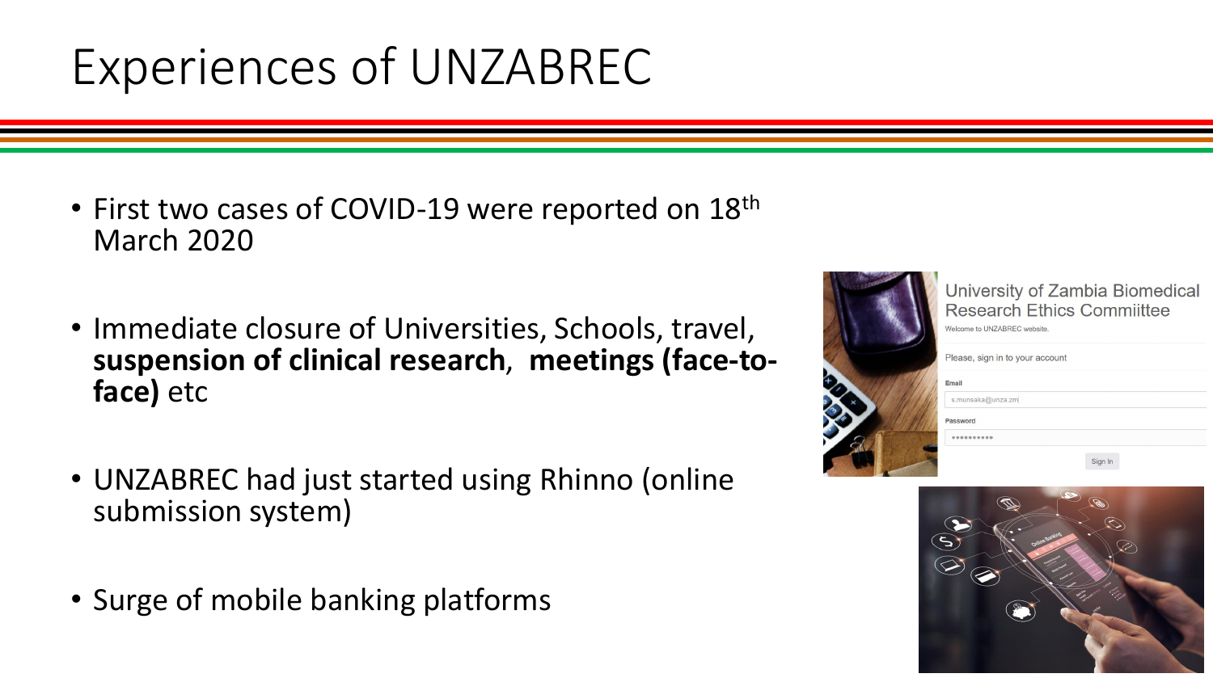# Experiences of UNZABREC

- First two cases of COVID-19 were reported on 18th March 2020
- Immediate closure of Universities, Schools, travel, **suspension of clinical research**, **meetings (face-to-face)** etc
- UNZABREC had just started using Rhinno (online submission system)
- Surge of mobile banking platforms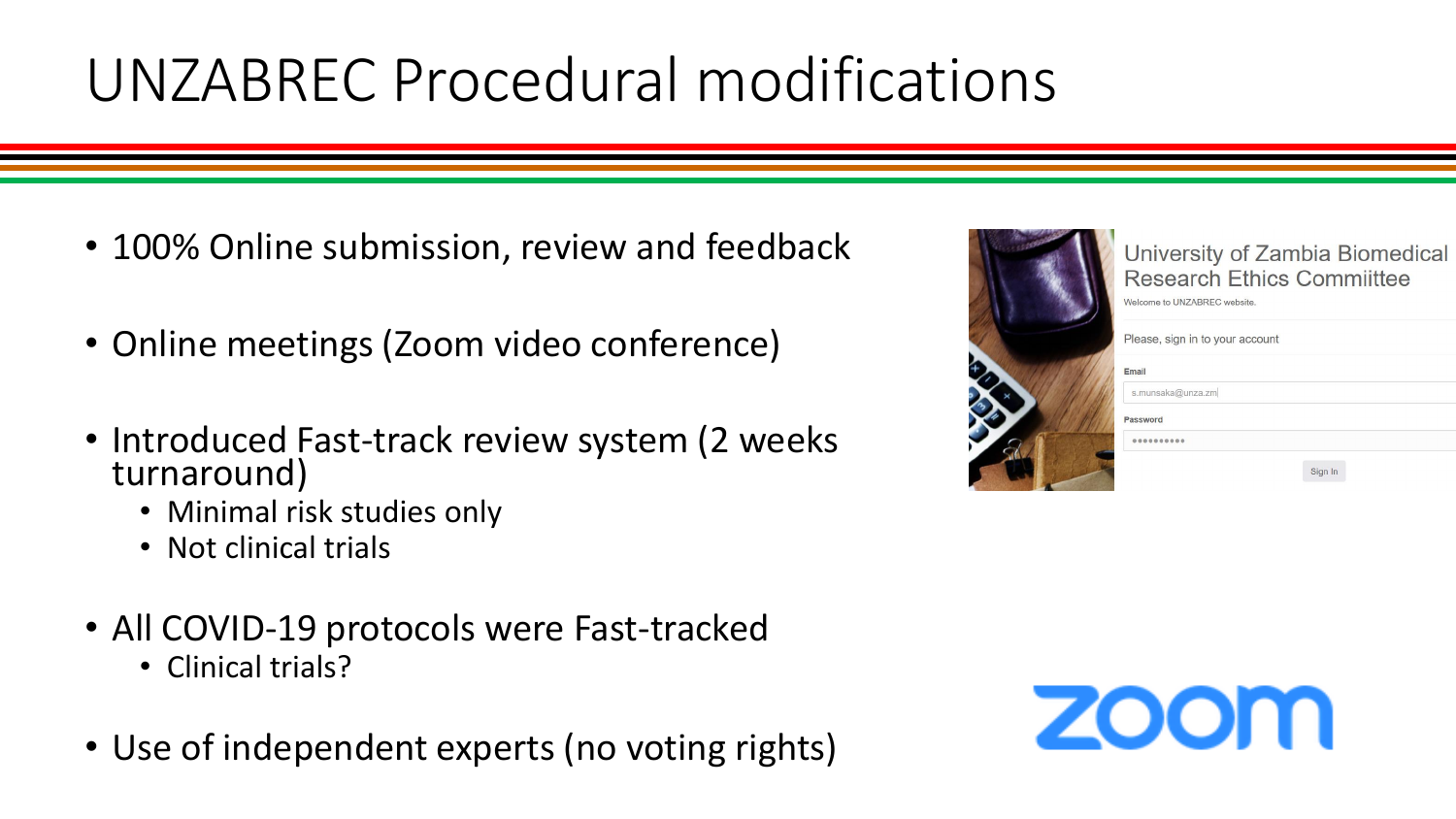# UNZABREC Procedural modifications

- 100% Online submission, review and feedback
- Online meetings (Zoom video conference)
- Introduced Fast-track review system (2 weeks turnaround)
  - Minimal risk studies only
  - Not clinical trials
- All COVID-19 protocols were Fast-tracked
  - Clinical trials?
- Use of independent experts (no voting rights)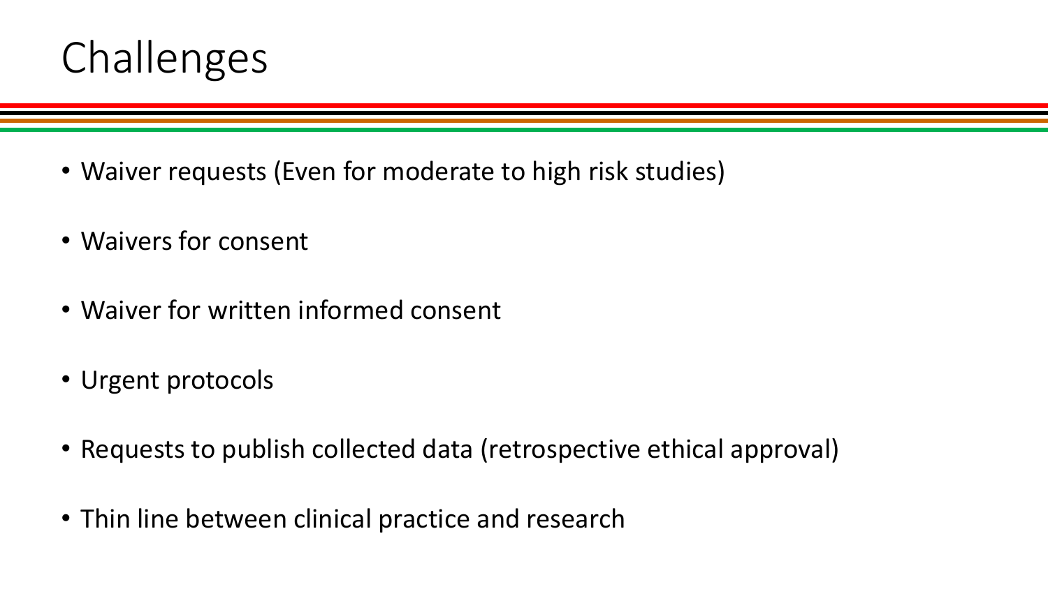# Challenges

- Waiver requests (Even for moderate to high risk studies)
- Waivers for consent
- Waiver for written informed consent
- Urgent protocols
- Requests to publish collected data (retrospective ethical approval)
- Thin line between clinical practice and research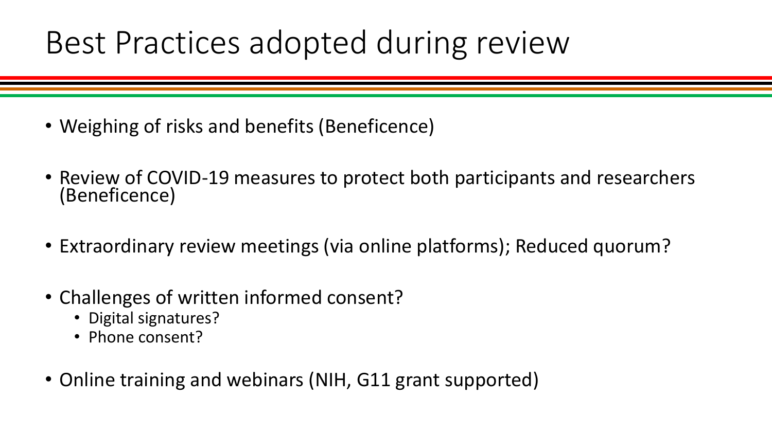# Best Practices adopted during review

- Weighing of risks and benefits (Beneficence)
- Review of COVID-19 measures to protect both participants and researchers (Beneficence)
- Extraordinary review meetings (via online platforms); Reduced quorum?
- Challenges of written informed consent?
  - Digital signatures?
  - Phone consent?
- Online training and webinars (NIH, G11 grant supported)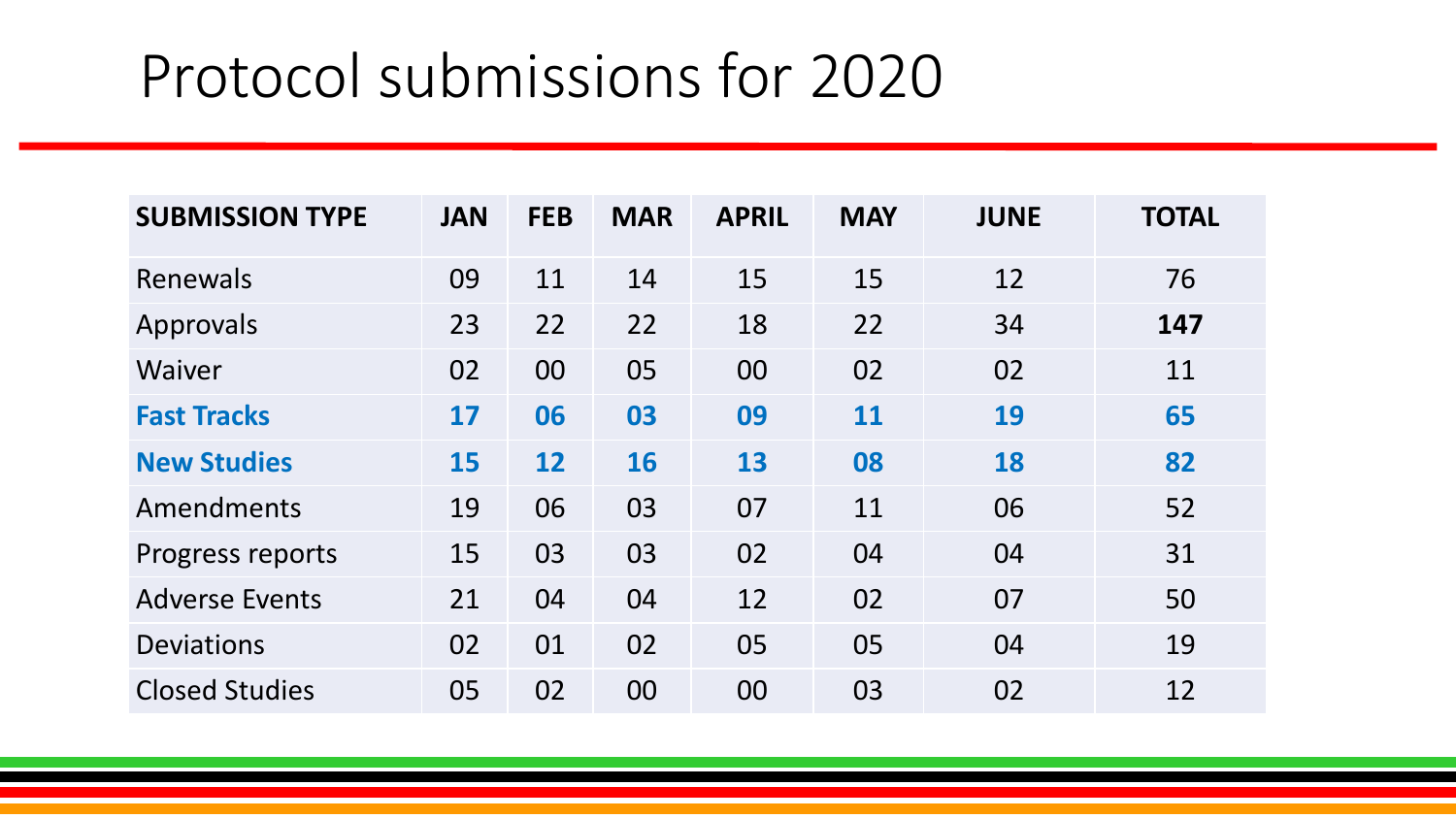# Protocol submissions for 2020

| SUBMISSION TYPE | JAN | FEB | MAR | APRIL | MAY | JUNE | TOTAL |
|---|---|---|---|---|---|---|---|
| Renewals | 09 | 11 | 14 | 15 | 15 | 12 | 76 |
| Approvals | 23 | 22 | 22 | 18 | 22 | 34 | **147** |
| Waiver | 02 | 00 | 05 | 00 | 02 | 02 | 11 |
| **Fast Tracks** | **17** | **06** | **03** | **09** | **11** | **19** | **65** |
| **New Studies** | **15** | **12** | **16** | **13** | **08** | **18** | **82** |
| Amendments | 19 | 06 | 03 | 07 | 11 | 06 | 52 |
| Progress reports | 15 | 03 | 03 | 02 | 04 | 04 | 31 |
| Adverse Events | 21 | 04 | 04 | 12 | 02 | 07 | 50 |
| Deviations | 02 | 01 | 02 | 05 | 05 | 04 | 19 |
| Closed Studies | 05 | 02 | 00 | 00 | 03 | 02 | 12 |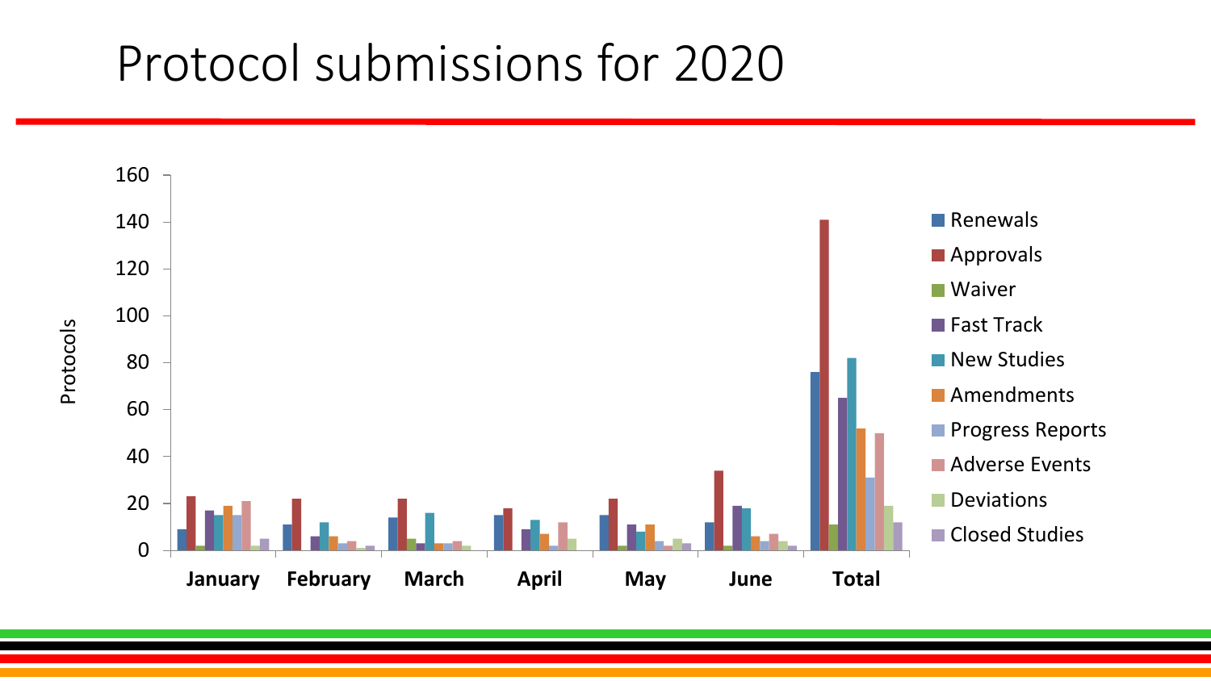# Protocol submissions for 2020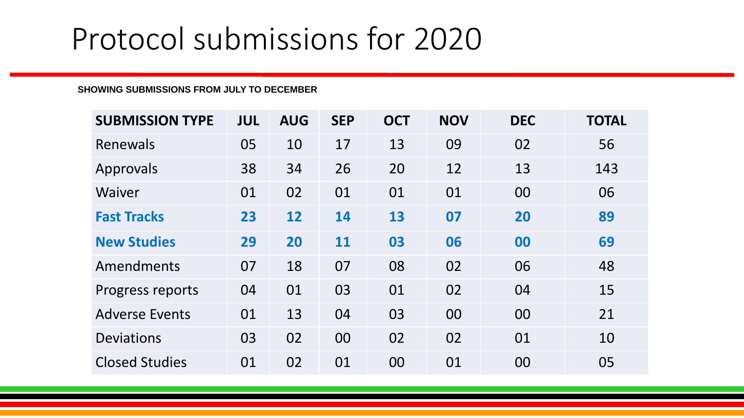# Protocol submissions for 2020

**SHOWING SUBMISSIONS FROM JULY TO DECEMBER**

| SUBMISSION TYPE | JUL | AUG | SEP | OCT | NOV | DEC | TOTAL |
|---|---|---|---|---|---|---|---|
| Renewals | 05 | 10 | 17 | 13 | 09 | 02 | 56 |
| Approvals | 38 | 34 | 26 | 20 | 12 | 13 | 143 |
| Waiver | 01 | 02 | 01 | 01 | 01 | 00 | 06 |
| **Fast Tracks** | **23** | **12** | **14** | **13** | **07** | **20** | **89** |
| **New Studies** | **29** | **20** | **11** | **03** | **06** | **00** | **69** |
| Amendments | 07 | 18 | 07 | 08 | 02 | 06 | 48 |
| Progress reports | 04 | 01 | 03 | 01 | 02 | 04 | 15 |
| Adverse Events | 01 | 13 | 04 | 03 | 00 | 00 | 21 |
| Deviations | 03 | 02 | 00 | 02 | 02 | 01 | 10 |
| Closed Studies | 01 | 02 | 01 | 00 | 01 | 00 | 05 |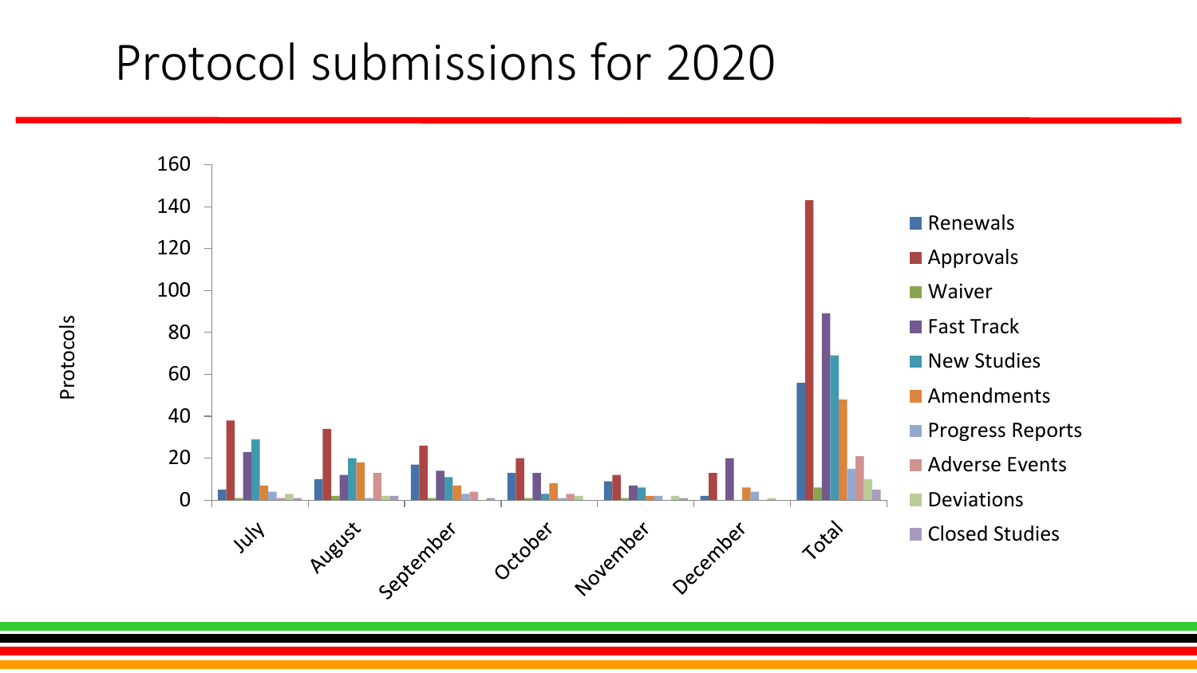# Protocol submissions for 2020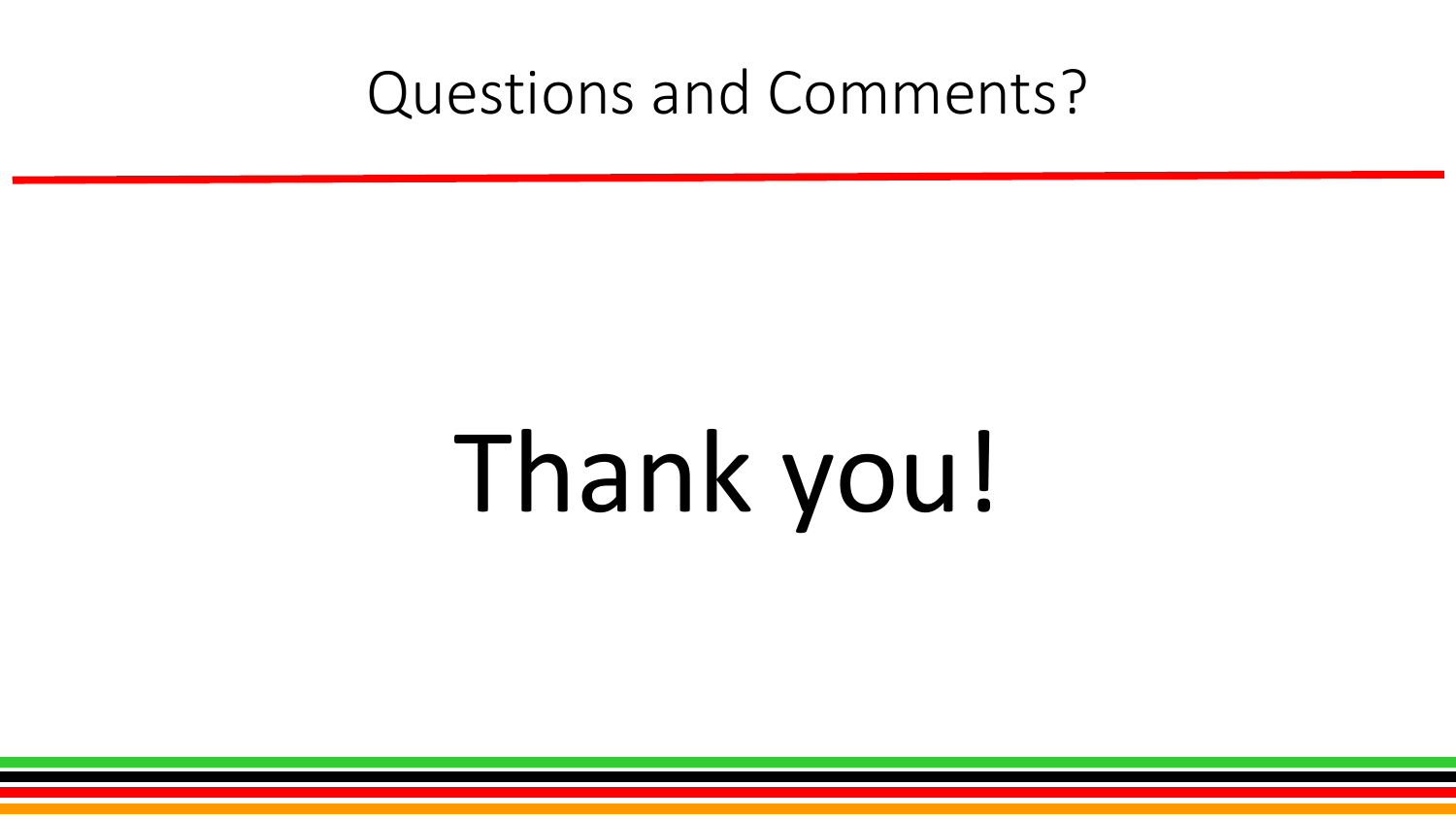# Questions and Comments?

Thank you!